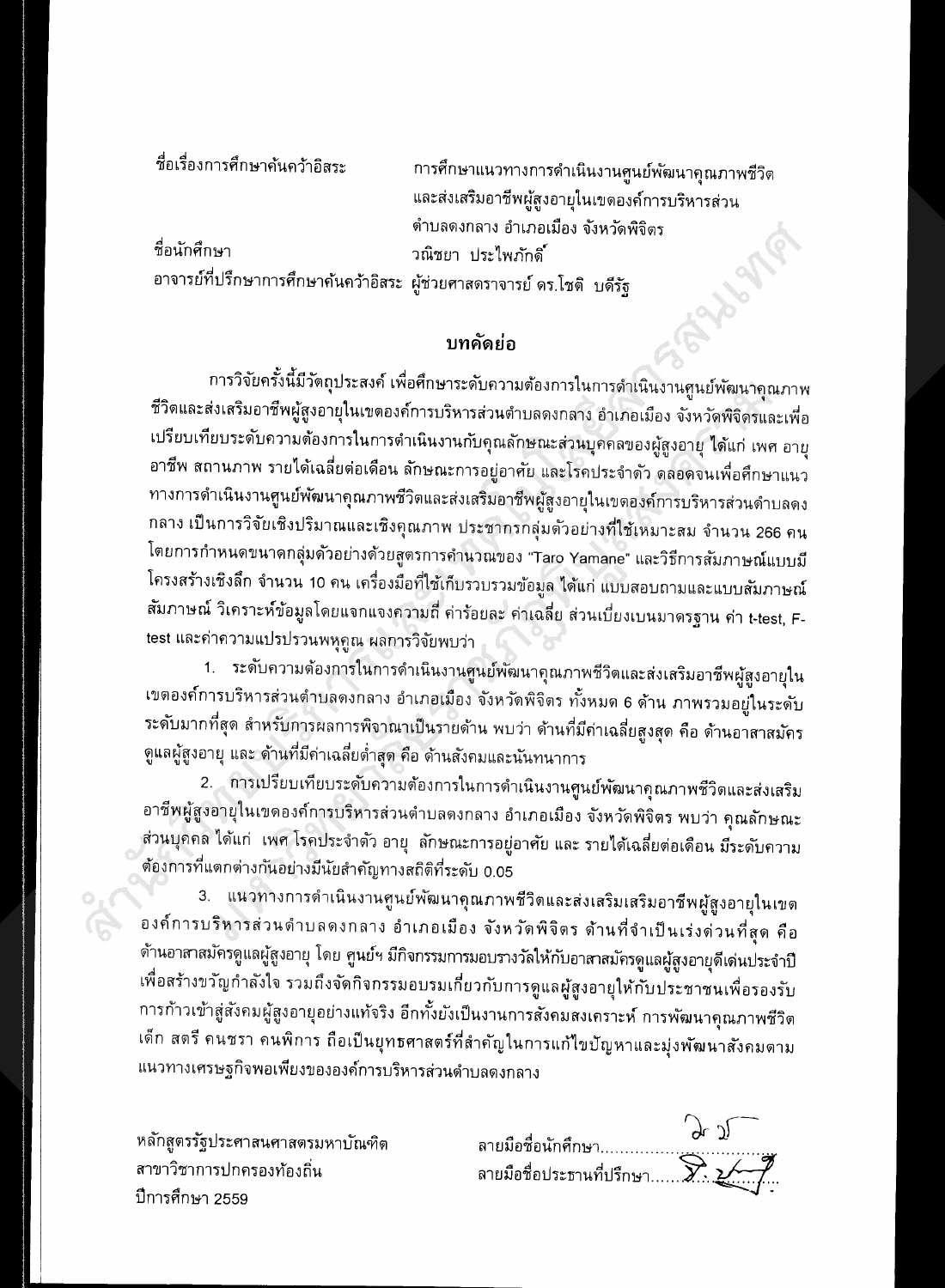ชื่อเรื่องการศึกษาค้นคว้าอิสระ การศึกษาแนวทางการดำเนินงานศูนย์พัฒนาคุณภาพชีวิตและส่งเสริมอาชีพผู้สูงอายุในเขตองค์การบริหารส่วนตำบลดงกลาง อำเภอเมือง จังหวัดพิจิตร

ชื่อนักศึกษา วณิชยา ประไพภักดิ์

อาจารย์ที่ปรึกษาการศึกษาค้นคว้าอิสระ ผู้ช่วยศาสตราจารย์ ดร.โชติ บดีรัฐ

## บทคัดย่อ

การวิจัยครั้งนี้มีวัตถุประสงค์ เพื่อศึกษาระดับความต้องการในการดำเนินงานศูนย์พัฒนาคุณภาพชีวิตและส่งเสริมอาชีพผู้สูงอายุในเขตองค์การบริหารส่วนตำบลดงกลาง อำเภอเมือง จังหวัดพิจิตรและเพื่อเปรียบเทียบระดับความต้องการในการดำเนินงานกับคุณลักษณะส่วนบุคคลของผู้สูงอายุ ได้แก่ เพศ อายุ อาชีพ สถานภาพ รายได้เฉลี่ยต่อเดือน ลักษณะการอยู่อาศัย และโรคประจำตัว ตลอดจนเพื่อศึกษาแนวทางการดำเนินงานศูนย์พัฒนาคุณภาพชีวิตและส่งเสริมอาชีพผู้สูงอายุในเขตองค์การบริหารส่วนตำบลดงกลาง เป็นการวิจัยเชิงปริมาณและเชิงคุณภาพ ประชากรกลุ่มตัวอย่างที่ใช้เหมาะสม จำนวน 266 คน โดยการกำหนดขนาดกลุ่มตัวอย่างด้วยสูตรการคำนวณของ "Taro Yamane" และวิธีการสัมภาษณ์แบบมีโครงสร้างเชิงลึก จำนวน 10 คน เครื่องมือที่ใช้เก็บรวบรวมข้อมูล ได้แก่ แบบสอบถามและแบบสัมภาษณ์ สัมภาษณ์ วิเคราะห์ข้อมูลโดยแจกแจงความถี่ ค่าร้อยละ ค่าเฉลี่ย ส่วนเบี่ยงเบนมาตรฐาน ค่า t-test, F-test และค่าความแปรปรวนพหุคูณ ผลการวิจัยพบว่า

1. ระดับความต้องการในการดำเนินงานศูนย์พัฒนาคุณภาพชีวิตและส่งเสริมอาชีพผู้สูงอายุในเขตองค์การบริหารส่วนตำบลดงกลาง อำเภอเมือง จังหวัดพิจิตร ทั้งหมด 6 ด้าน ภาพรวมอยู่ในระดับระดับมากที่สุด สำหรับการผลการพิจารณาเป็นรายด้าน พบว่า ด้านที่มีค่าเฉลี่ยสูงสุด คือ ด้านอาสาสมัครดูแลผู้สูงอายุ และ ด้านที่มีค่าเฉลี่ยต่ำสุด คือ ด้านสังคมและนันทนาการ
2. การเปรียบเทียบระดับความต้องการในการดำเนินงานศูนย์พัฒนาคุณภาพชีวิตและส่งเสริมอาชีพผู้สูงอายุในเขตองค์การบริหารส่วนตำบลดงกลาง อำเภอเมือง จังหวัดพิจิตร พบว่า คุณลักษณะส่วนบุคคล ได้แก่ เพศ โรคประจำตัว อายุ ลักษณะการอยู่อาศัย และ รายได้เฉลี่ยต่อเดือน มีระดับความต้องการที่แตกต่างกันอย่างมีนัยสำคัญทางสถิติที่ระดับ 0.05
3. แนวทางการดำเนินงานศูนย์พัฒนาคุณภาพชีวิตและส่งเสริมเสริมอาชีพผู้สูงอายุในเขตองค์การบริหารส่วนตำบลดงกลาง อำเภอเมือง จังหวัดพิจิตร ด้านที่จำเป็นเร่งด่วนที่สุด คือ ด้านอาสาสมัครดูแลผู้สูงอายุ โดย ศูนย์ฯ มีกิจกรรมการมอบรางวัลให้กับอาสาสมัครดูแลผู้สูงอายุดีเด่นประจำปีเพื่อสร้างขวัญกำลังใจ รวมถึงจัดกิจกรรมอบรมเกี่ยวกับการดูแลผู้สูงอายุให้กับประชาชนเพื่อรองรับการก้าวเข้าสู่สังคมผู้สูงอายุอย่างแท้จริง อีกทั้งยังเป็นงานการสังคมสงเคราะห์ การพัฒนาคุณภาพชีวิต เด็ก สตรี คนชรา คนพิการ ถือเป็นยุทธศาสตร์ที่สำคัญในการแก้ไขปัญหาและมุ่งพัฒนาสังคมตามแนวทางเศรษฐกิจพอเพียงขององค์การบริหารส่วนตำบลดงกลาง

หลักสูตรรัฐประศาสนศาสตรมหาบัณฑิต
สาขาวิชาการปกครองท้องถิ่น
ปีการศึกษา 2559

ลายมือชื่อนักศึกษา.............................
ลายมือชื่อประธานที่ปรึกษา.....................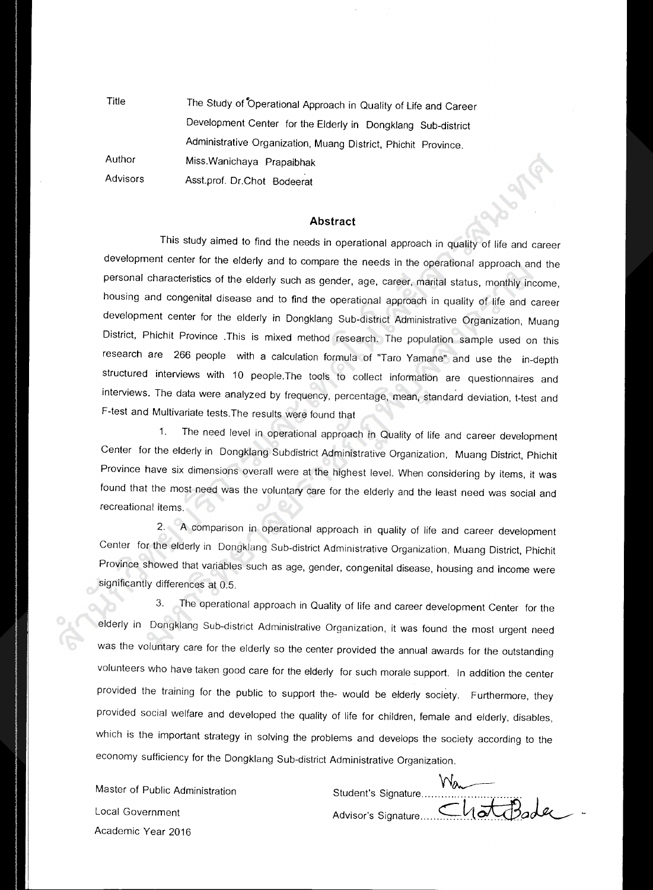| | |
|---|---|
| Title | The Study of Operational Approach in Quality of Life and Career Development Center for the Elderly in Dongklang Sub-district Administrative Organization, Muang District, Phichit Province. |
| Author | Miss.Wanichaya Prapaibhak |
| Advisors | Asst.prof. Dr.Chot Bodeerat |

## Abstract

This study aimed to find the needs in operational approach in quality of life and career development center for the elderly and to compare the needs in the operational approach and the personal characteristics of the elderly such as gender, age, career, marital status, monthly income, housing and congenital disease and to find the operational approach in quality of life and career development center for the elderly in Dongklang Sub-district Administrative Organization, Muang District, Phichit Province .This is mixed method research. The population sample used on this research are 266 people with a calculation formula of "Taro Yamane" and use the in-depth structured interviews with 10 people.The tools to collect information are questionnaires and interviews. The data were analyzed by frequency, percentage, mean, standard deviation, t-test and F-test and Multivariate tests.The results were found that

1. The need level in operational approach in Quality of life and career development Center for the elderly in Dongklang Subdistrict Administrative Organization, Muang District, Phichit Province have six dimensions overall were at the highest level. When considering by items, it was found that the most need was the voluntary care for the elderly and the least need was social and recreational items.

2. A comparison in operational approach in quality of life and career development Center for the elderly in Dongklang Sub-district Administrative Organization, Muang District, Phichit Province showed that variables such as age, gender, congenital disease, housing and income were significantly differences at 0.5.

3. The operational approach in Quality of life and career development Center for the elderly in Dongklang Sub-district Administrative Organization, it was found the most urgent need was the voluntary care for the elderly so the center provided the annual awards for the outstanding volunteers who have taken good care for the elderly for such morale support. In addition the center provided the training for the public to support the- would be elderly society. Furthermore, they provided social welfare and developed the quality of life for children, female and elderly, disables, which is the important strategy in solving the problems and develops the society according to the economy sufficiency for the Dongklang Sub-district Administrative Organization.

Master of Public Administration

Local Government

Academic Year 2016

Student's Signature..............................

Advisor's Signature..............................